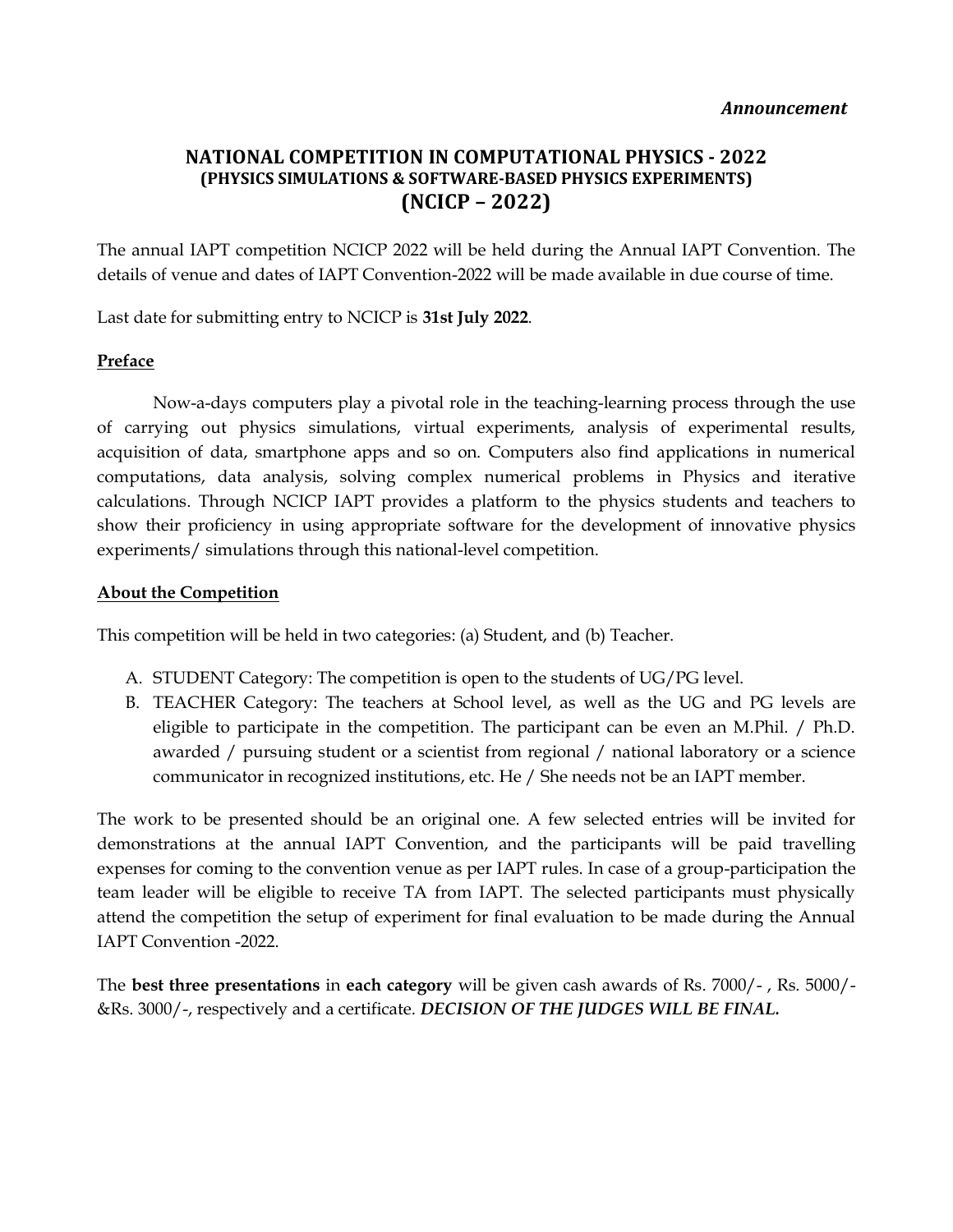*Announcement*

# NATIONAL COMPETITION IN COMPUTATIONAL PHYSICS - 2022
## (PHYSICS SIMULATIONS & SOFTWARE-BASED PHYSICS EXPERIMENTS)
## (NCICP – 2022)

The annual IAPT competition NCICP 2022 will be held during the Annual IAPT Convention. The details of venue and dates of IAPT Convention-2022 will be made available in due course of time.

Last date for submitting entry to NCICP is **31st July 2022**.

### Preface

Now-a-days computers play a pivotal role in the teaching-learning process through the use of carrying out physics simulations, virtual experiments, analysis of experimental results, acquisition of data, smartphone apps and so on. Computers also find applications in numerical computations, data analysis, solving complex numerical problems in Physics and iterative calculations. Through NCICP IAPT provides a platform to the physics students and teachers to show their proficiency in using appropriate software for the development of innovative physics experiments/ simulations through this national-level competition.

### About the Competition

This competition will be held in two categories: (a) Student, and (b) Teacher.

A. STUDENT Category: The competition is open to the students of UG/PG level.
B. TEACHER Category: The teachers at School level, as well as the UG and PG levels are eligible to participate in the competition. The participant can be even an M.Phil. / Ph.D. awarded / pursuing student or a scientist from regional / national laboratory or a science communicator in recognized institutions, etc. He / She needs not be an IAPT member.

The work to be presented should be an original one. A few selected entries will be invited for demonstrations at the annual IAPT Convention, and the participants will be paid travelling expenses for coming to the convention venue as per IAPT rules. In case of a group-participation the team leader will be eligible to receive TA from IAPT. The selected participants must physically attend the competition the setup of experiment for final evaluation to be made during the Annual IAPT Convention -2022.

The **best three presentations** in **each category** will be given cash awards of Rs. 7000/- , Rs. 5000/- &Rs. 3000/-, respectively and a certificate. ***DECISION OF THE JUDGES WILL BE FINAL.***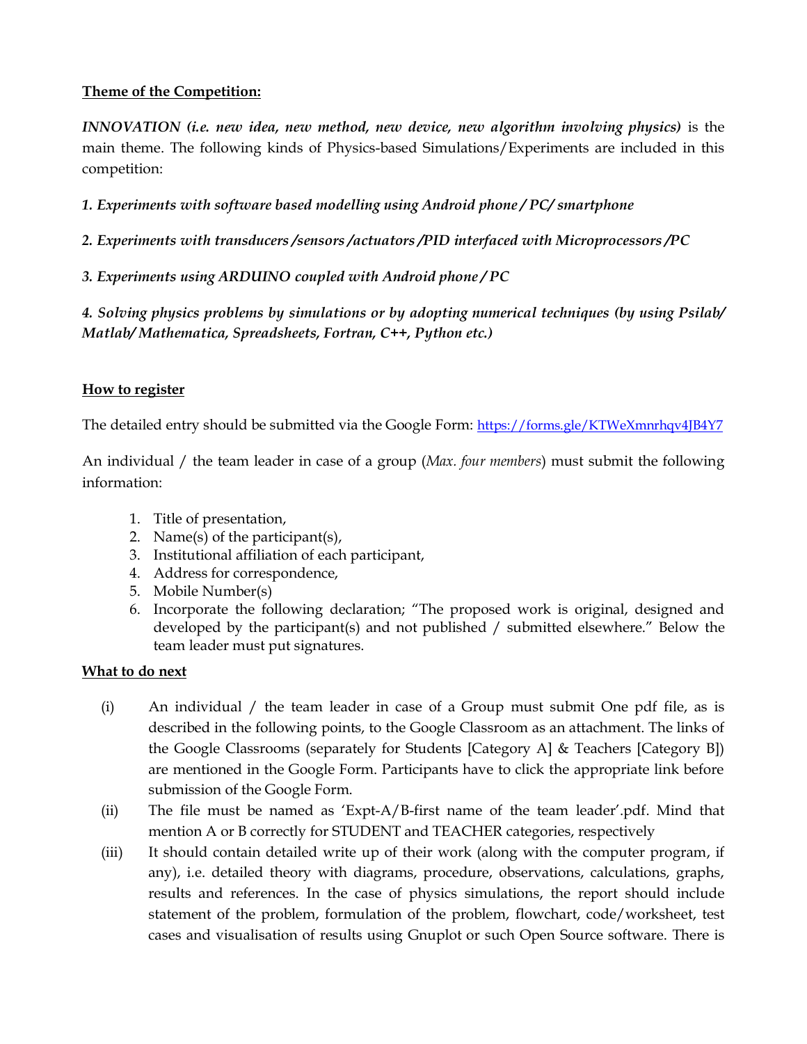**<u>Theme of the Competition:</u>**

***INNOVATION (i.e. new idea, new method, new device, new algorithm involving physics)*** is the main theme. The following kinds of Physics-based Simulations/Experiments are included in this competition:

***1. Experiments with software based modelling using Android phone / PC/ smartphone***

***2. Experiments with transducers /sensors /actuators /PID interfaced with Microprocessors /PC***

***3. Experiments using ARDUINO coupled with Android phone / PC***

***4. Solving physics problems by simulations or by adopting numerical techniques (by using Psilab/ Matlab/ Mathematica, Spreadsheets, Fortran, C++, Python etc.)***

**<u>How to register</u>**

The detailed entry should be submitted via the Google Form: https://forms.gle/KTWeXmnrhqv4JB4Y7

An individual / the team leader in case of a group (*Max. four members*) must submit the following information:

1. Title of presentation,
2. Name(s) of the participant(s),
3. Institutional affiliation of each participant,
4. Address for correspondence,
5. Mobile Number(s)
6. Incorporate the following declaration; "The proposed work is original, designed and developed by the participant(s) and not published / submitted elsewhere." Below the team leader must put signatures.

**<u>What to do next</u>**

(i) An individual / the team leader in case of a Group must submit One pdf file, as is described in the following points, to the Google Classroom as an attachment. The links of the Google Classrooms (separately for Students [Category A] & Teachers [Category B]) are mentioned in the Google Form. Participants have to click the appropriate link before submission of the Google Form.

(ii) The file must be named as 'Expt-A/B-first name of the team leader'.pdf. Mind that mention A or B correctly for STUDENT and TEACHER categories, respectively

(iii) It should contain detailed write up of their work (along with the computer program, if any), i.e. detailed theory with diagrams, procedure, observations, calculations, graphs, results and references. In the case of physics simulations, the report should include statement of the problem, formulation of the problem, flowchart, code/worksheet, test cases and visualisation of results using Gnuplot or such Open Source software. There is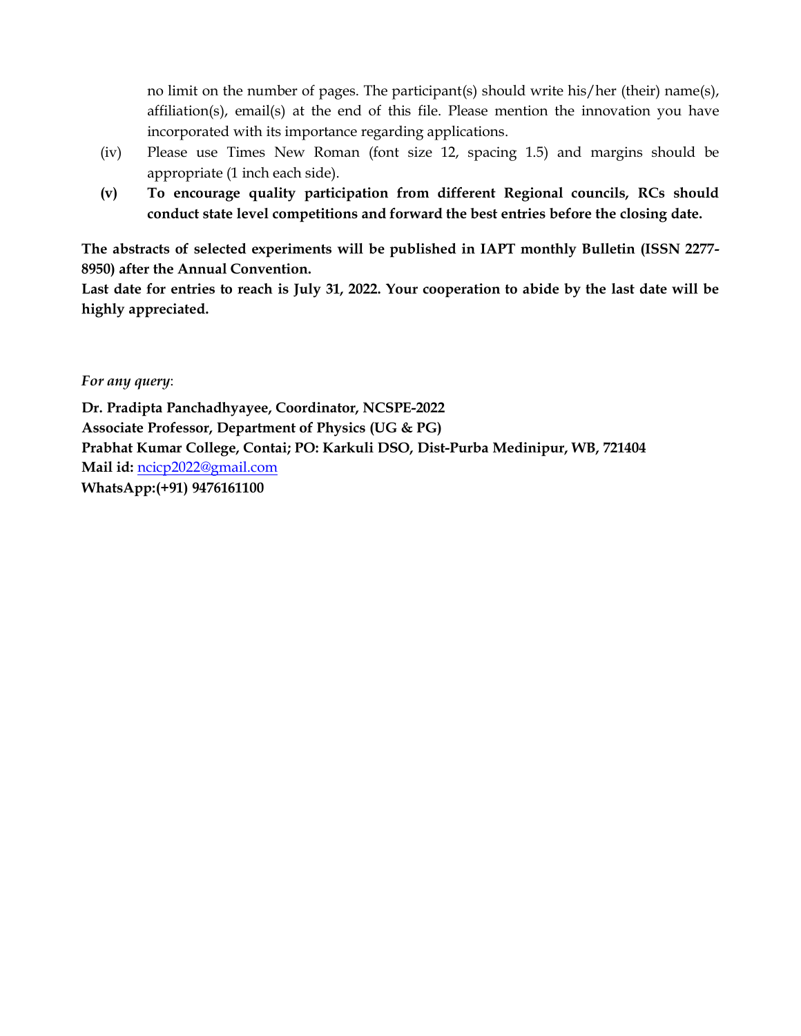no limit on the number of pages. The participant(s) should write his/her (their) name(s), affiliation(s), email(s) at the end of this file. Please mention the innovation you have incorporated with its importance regarding applications.

(iv) Please use Times New Roman (font size 12, spacing 1.5) and margins should be appropriate (1 inch each side).

**(v) To encourage quality participation from different Regional councils, RCs should conduct state level competitions and forward the best entries before the closing date.**

**The abstracts of selected experiments will be published in IAPT monthly Bulletin (ISSN 2277-8950) after the Annual Convention.**

**Last date for entries to reach is July 31, 2022. Your cooperation to abide by the last date will be highly appreciated.**

*For any query*:

**Dr. Pradipta Panchadhyayee, Coordinator, NCSPE-2022**
**Associate Professor, Department of Physics (UG & PG)**
**Prabhat Kumar College, Contai; PO: Karkuli DSO, Dist-Purba Medinipur, WB, 721404**
**Mail id:** ncicp2022@gmail.com
**WhatsApp:(+91) 9476161100**